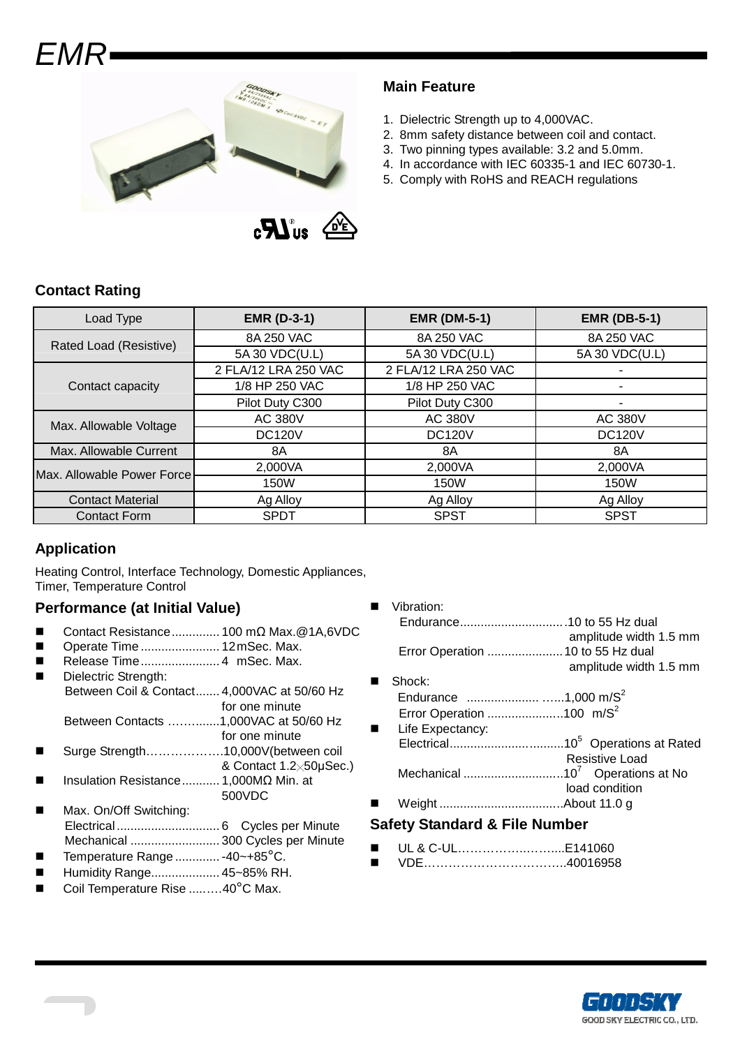# EMR

## Main Feature

1. Dielectric Strength up to 4,000VAC.
2. 8mm safety distance between coil and contact.
3. Two pinning types available: 3.2 and 5.0mm.
4. In accordance with IEC 60335-1 and IEC 60730-1.
5. Comply with RoHS and REACH regulations

## Contact Rating

| Load Type | EMR (D-3-1) | EMR (DM-5-1) | EMR (DB-5-1) |
|---|---|---|---|
| Rated Load (Resistive) | 8A 250 VAC | 8A 250 VAC | 8A 250 VAC |
| | 5A 30 VDC(U.L) | 5A 30 VDC(U.L) | 5A 30 VDC(U.L) |
| Contact capacity | 2 FLA/12 LRA 250 VAC | 2 FLA/12 LRA 250 VAC | - |
| | 1/8 HP 250 VAC | 1/8 HP 250 VAC | - |
| | Pilot Duty C300 | Pilot Duty C300 | - |
| Max. Allowable Voltage | AC 380V | AC 380V | AC 380V |
| | DC120V | DC120V | DC120V |
| Max. Allowable Current | 8A | 8A | 8A |
| Max. Allowable Power Force | 2,000VA | 2,000VA | 2,000VA |
| | 150W | 150W | 150W |
| Contact Material | Ag Alloy | Ag Alloy | Ag Alloy |
| Contact Form | SPDT | SPST | SPST |

## Application

Heating Control, Interface Technology, Domestic Appliances, Timer, Temperature Control

## Performance (at Initial Value)

- Contact Resistance.............. 100 mΩ Max.@1A,6VDC
- Operate Time....................... 12mSec. Max.
- Release Time....................... 4 mSec. Max.
- Dielectric Strength:
  - Between Coil & Contact....... 4,000VAC at 50/60 Hz for one minute
  - Between Contacts ………......1,000VAC at 50/60 Hz for one minute
- Surge Strength……………….10,000V(between coil & Contact 1.2×50μSec.)
- Insulation Resistance........... 1,000MΩ Min. at 500VDC
- Max. On/Off Switching:
  - Electrical............................. 6 Cycles per Minute
  - Mechanical.......................... 300 Cycles per Minute
- Temperature Range............. -40~+85°C.
- Humidity Range.................... 45~85% RH.
- Coil Temperature Rise ....…..40°C Max.
- Vibration:
  - Endurance..............................10 to 55 Hz dual amplitude width 1.5 mm
  - Error Operation ......................10 to 55 Hz dual amplitude width 1.5 mm
- Shock:
  - Endurance ..................... ......1,000 m/S$^2$
  - Error Operation .....................100 m/S$^2$
- Life Expectancy:
  - Electrical.................................$10^5$ Operations at Rated Resistive Load
  - Mechanical ............................$10^7$ Operations at No load condition
- Weight ...................................About 11.0 g

## Safety Standard & File Number

- UL & C-UL………………..……...E141060
- VDE……………………………..40016958

GOODSKY ELECTRIC CO., LTD.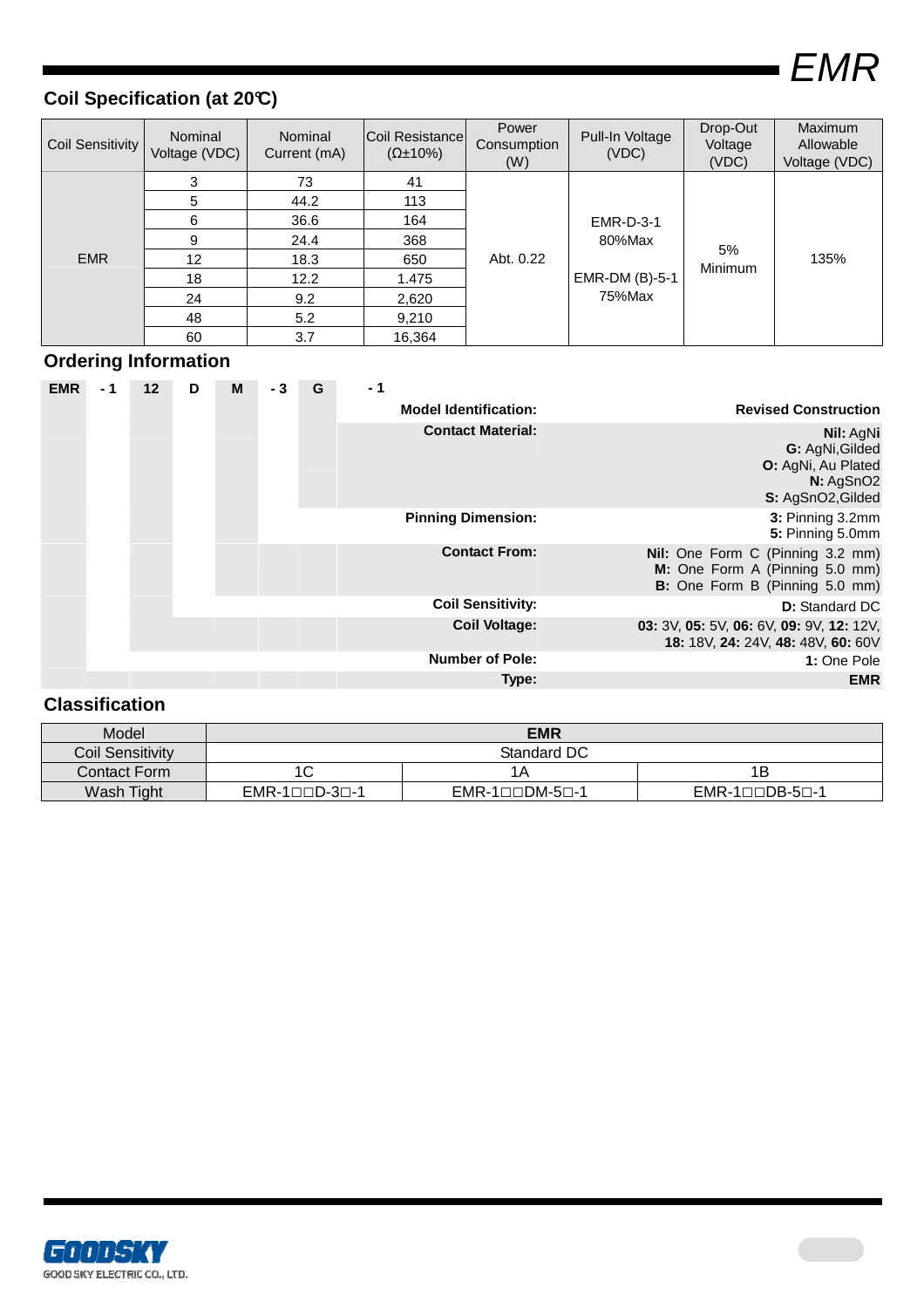## Coil Specification (at 20℃)

| Coil Sensitivity | Nominal Voltage (VDC) | Nominal Current (mA) | Coil Resistance (Ω±10%) | Power Consumption (W) | Pull-In Voltage (VDC) | Drop-Out Voltage (VDC) | Maximum Allowable Voltage (VDC) |
|---|---|---|---|---|---|---|---|
| EMR | 3 | 73 | 41 | Abt. 0.22 | EMR-D-3-1 80%Max<br>EMR-DM (B)-5-1 75%Max | 5% Minimum | 135% |
| | 5 | 44.2 | 113 | | | | |
| | 6 | 36.6 | 164 | | | | |
| | 9 | 24.4 | 368 | | | | |
| | 12 | 18.3 | 650 | | | | |
| | 18 | 12.2 | 1.475 | | | | |
| | 24 | 9.2 | 2,620 | | | | |
| | 48 | 5.2 | 9,210 | | | | |
| | 60 | 3.7 | 16,364 | | | | |

## Ordering Information

**EMR - 1 12 D M - 3 G - 1**

| Item | Options |
|---|---|
| **Model Identification:** | **Revised Construction** |
| **Contact Material:** | **Nil:** AgNi<br>**G:** AgNi,Gilded<br>**O:** AgNi, Au Plated<br>**N:** AgSnO2<br>**S:** AgSnO2,Gilded |
| **Pinning Dimension:** | **3:** Pinning 3.2mm<br>**5:** Pinning 5.0mm |
| **Contact From:** | **Nil:** One Form C (Pinning 3.2 mm)<br>**M:** One Form A (Pinning 5.0 mm)<br>**B:** One Form B (Pinning 5.0 mm) |
| **Coil Sensitivity:** | **D:** Standard DC |
| **Coil Voltage:** | **03:** 3V, **05:** 5V, **06:** 6V, **09:** 9V, **12:** 12V, **18:** 18V, **24:** 24V, **48:** 48V, **60:** 60V |
| **Number of Pole:** | **1:** One Pole |
| **Type:** | **EMR** |

## Classification

| Model | EMR | | |
|---|---|---|---|
| Coil Sensitivity | Standard DC | | |
| Contact Form | 1C | 1A | 1B |
| Wash Tight | EMR-1□□D-3□-1 | EMR-1□□DM-5□-1 | EMR-1□□DB-5□-1 |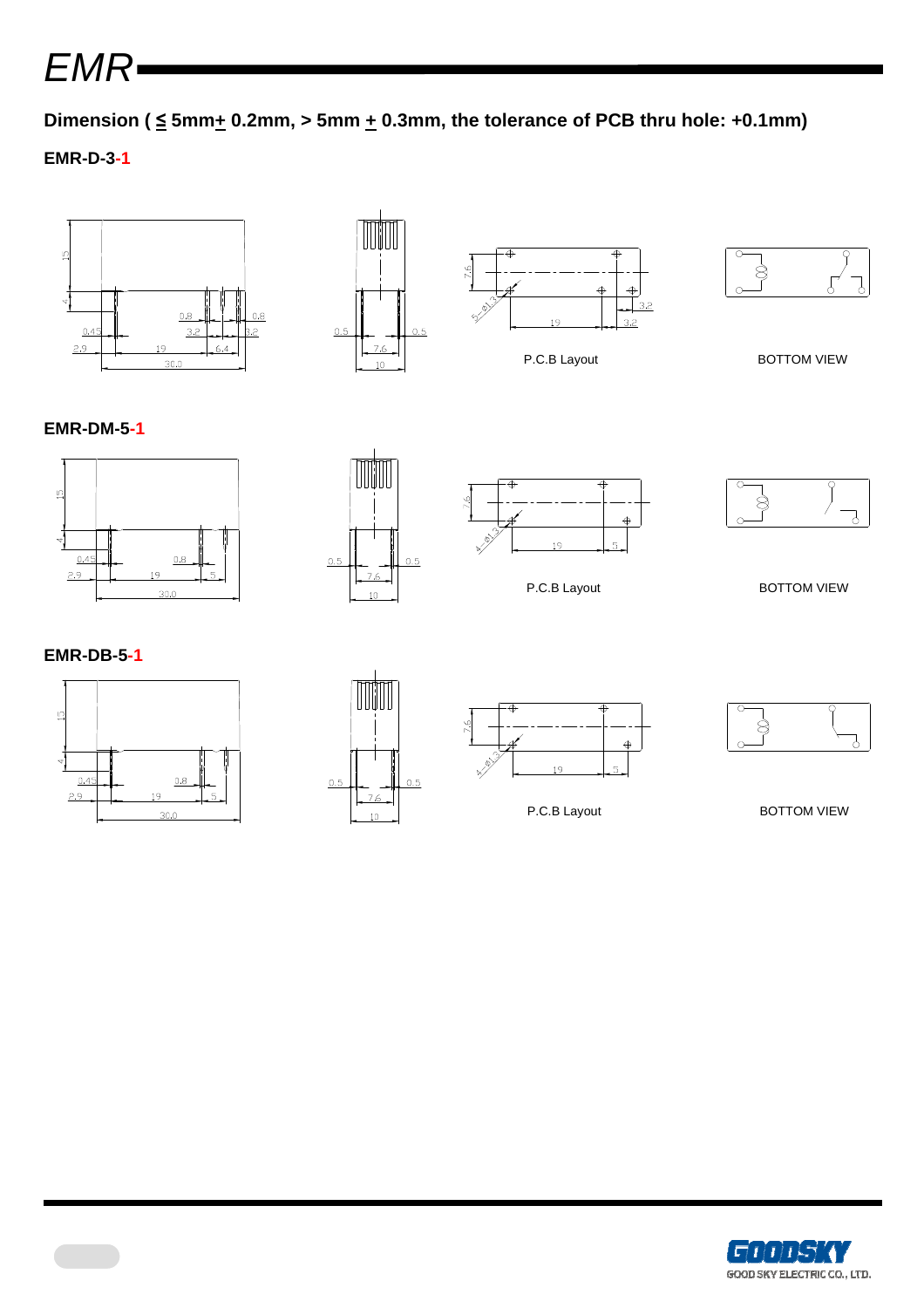# EMR

**Dimension ( ≤ 5mm± 0.2mm, > 5mm ± 0.3mm, the tolerance of PCB thru hole: +0.1mm)**

**EMR-D-3-1**

P.C.B Layout

BOTTOM VIEW

**EMR-DM-5-1**

P.C.B Layout

BOTTOM VIEW

**EMR-DB-5-1**

P.C.B Layout

BOTTOM VIEW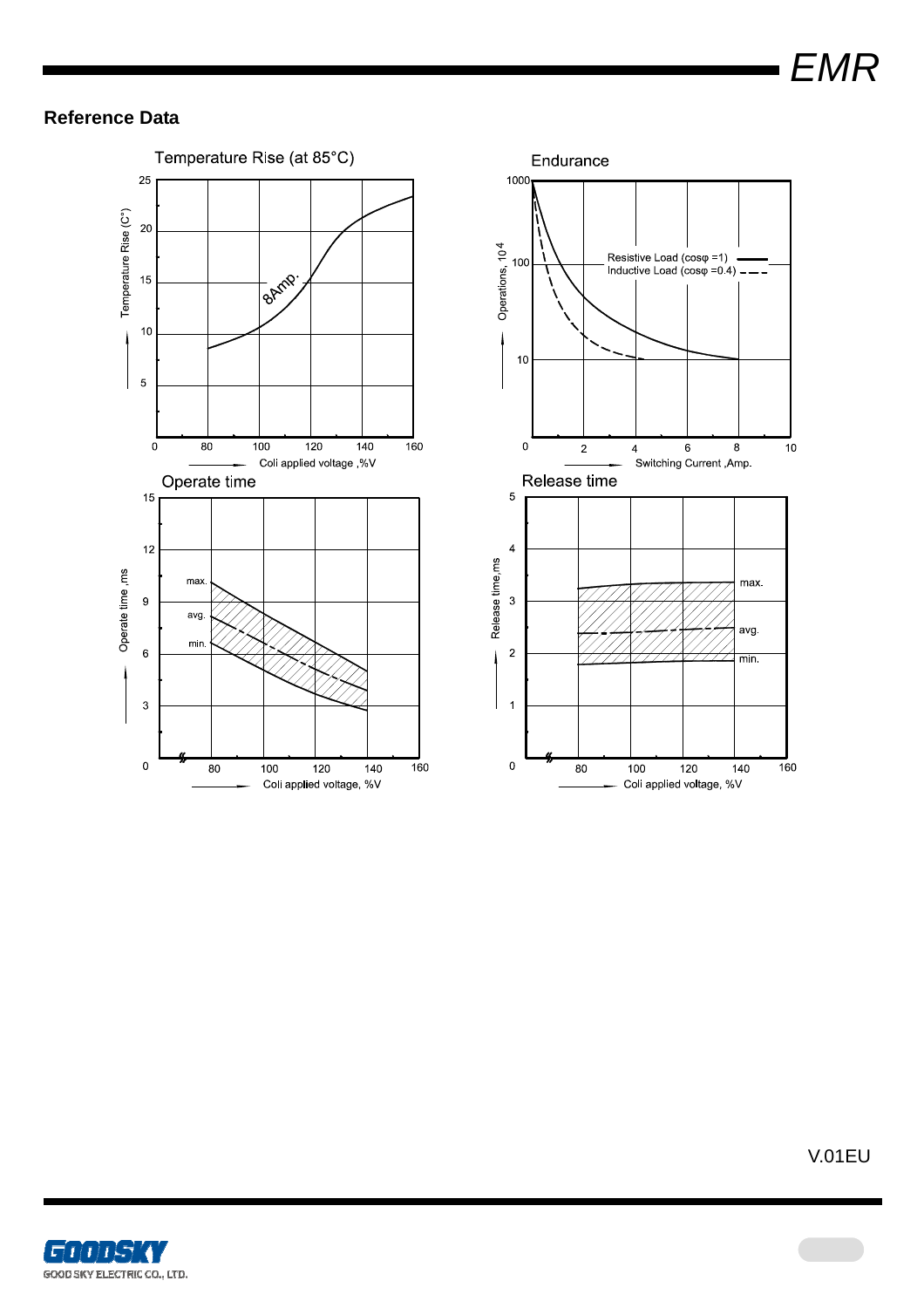## Reference Data

### Temperature Rise (at 85°C)

Temperature Rise (C°)

25
20
15
10
5
0

80
100
120
140
160

Coli applied voltage ,%V

8Amp.

### Endurance

Operations, $10^4$

1000
100
10
0

2
4
6
8
10

Switching Current ,Amp.

Resistive Load (cosφ =1)
Inductive Load (cosφ =0.4)

### Operate time

Operate time ,ms

15
12
9
6
3
0

80
100
120
140
160

Coli applied voltage, %V

max.
avg.
min.

### Release time

Release time,ms

5
4
3
2
1
0

80
100
120
140
160

Coli applied voltage, %V

max.
avg.
min.

V.01EU